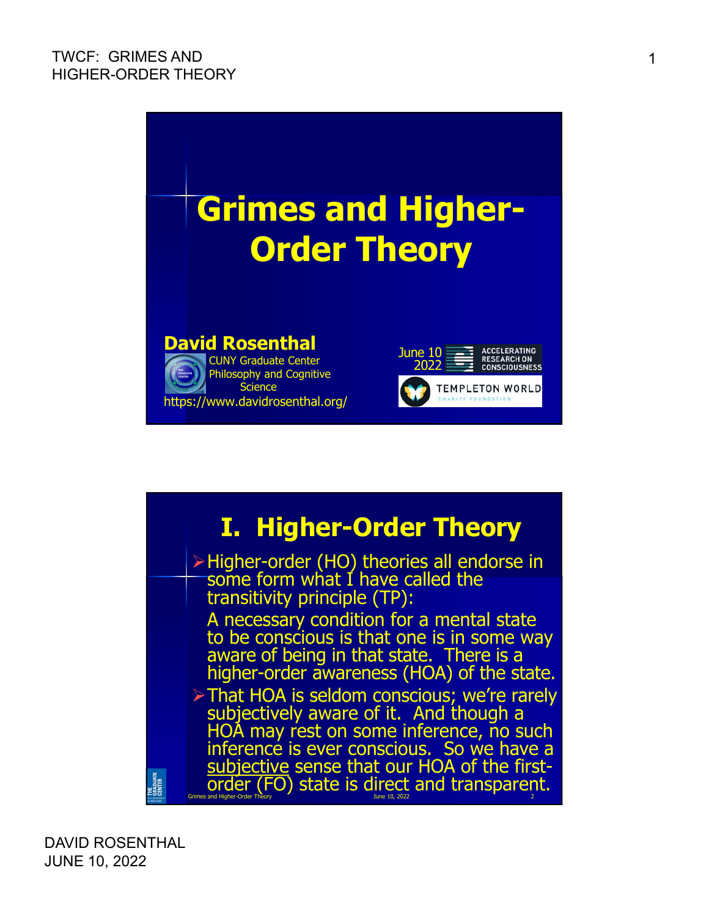# Grimes and Higher-Order Theory

**David Rosenthal**
CUNY Graduate Center
Philosophy and Cognitive Science
https://www.davidrosenthal.org/

June 10 2022
ACCELERATING RESEARCH ON CONSCIOUSNESS
TEMPLETON WORLD CHARITY FOUNDATION

## I. Higher-Order Theory

- Higher-order (HO) theories all endorse in some form what I have called the transitivity principle (TP):

  A necessary condition for a mental state to be conscious is that one is in some way aware of being in that state. There is a higher-order awareness (HOA) of the state.

- That HOA is seldom conscious; we're rarely subjectively aware of it. And though a HOA may rest on some inference, no such inference is ever conscious. So we have a <u>subjective</u> sense that our HOA of the first-order (FO) state is direct and transparent.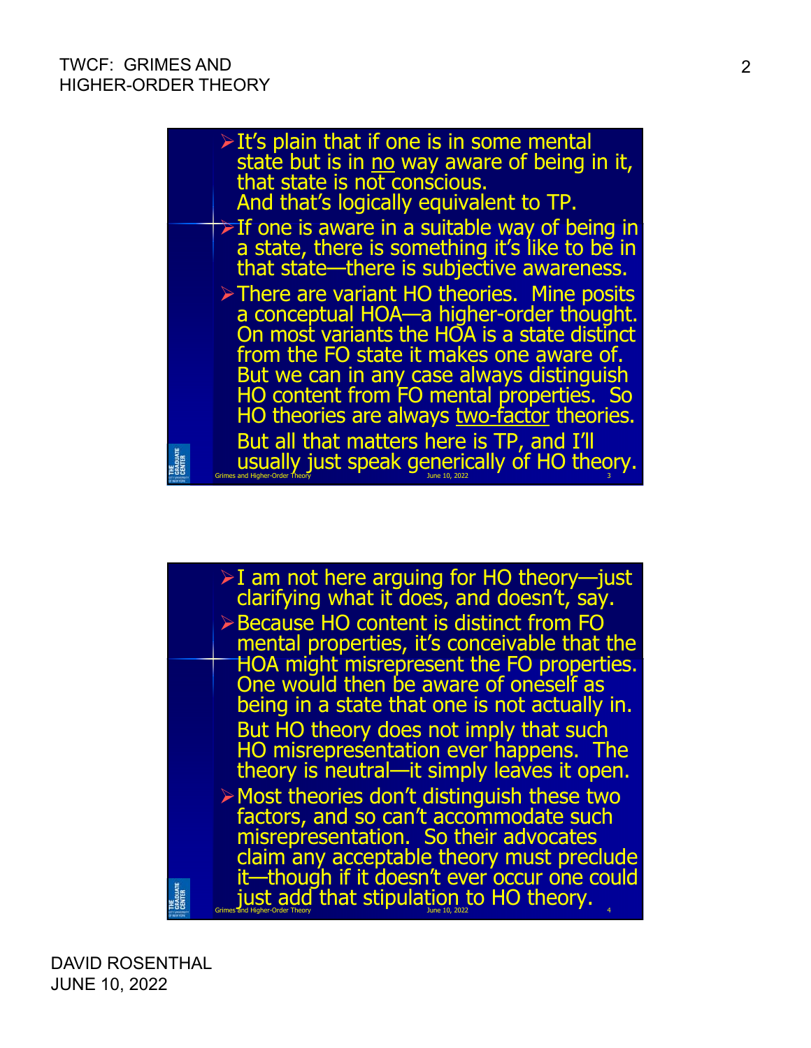- It's plain that if one is in some mental state but is in no way aware of being in it, that state is not conscious. And that's logically equivalent to TP.
- If one is aware in a suitable way of being in a state, there is something it's like to be in that state—there is subjective awareness.
- There are variant HO theories. Mine posits a conceptual HOA—a higher-order thought. On most variants the HOA is a state distinct from the FO state it makes one aware of. But we can in any case always distinguish HO content from FO mental properties. So HO theories are always two-factor theories.

  But all that matters here is TP, and I'll usually just speak generically of HO theory.

- I am not here arguing for HO theory—just clarifying what it does, and doesn't, say.
- Because HO content is distinct from FO mental properties, it's conceivable that the HOA might misrepresent the FO properties. One would then be aware of oneself as being in a state that one is not actually in.

  But HO theory does not imply that such HO misrepresentation ever happens. The theory is neutral—it simply leaves it open.

- Most theories don't distinguish these two factors, and so can't accommodate such misrepresentation. So their advocates claim any acceptable theory must preclude it—though if it doesn't ever occur one could just add that stipulation to HO theory.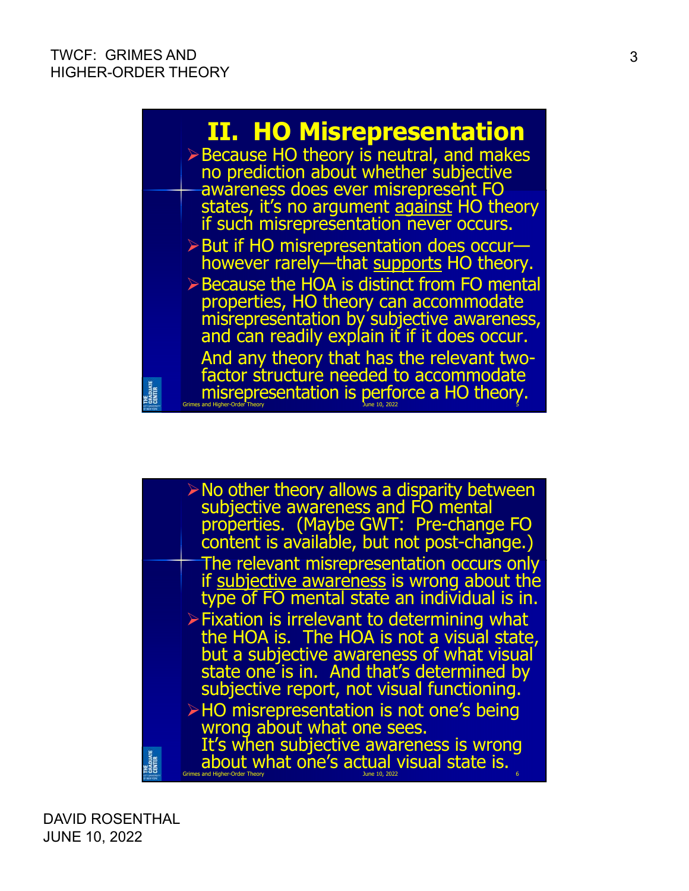## II. HO Misrepresentation

- Because HO theory is neutral, and makes no prediction about whether subjective awareness does ever misrepresent FO states, it's no argument against HO theory if such misrepresentation never occurs.
- But if HO misrepresentation does occur—however rarely—that supports HO theory.
- Because the HOA is distinct from FO mental properties, HO theory can accommodate misrepresentation by subjective awareness, and can readily explain it if it does occur.

  And any theory that has the relevant two-factor structure needed to accommodate misrepresentation is perforce a HO theory.

---

- No other theory allows a disparity between subjective awareness and FO mental properties. (Maybe GWT: Pre-change FO content is available, but not post-change.)

  The relevant misrepresentation occurs only if subjective awareness is wrong about the type of FO mental state an individual is in.
- Fixation is irrelevant to determining what the HOA is. The HOA is not a visual state, but a subjective awareness of what visual state one is in. And that's determined by subjective report, not visual functioning.
- HO misrepresentation is not one's being wrong about what one sees.

  It's when subjective awareness is wrong about what one's actual visual state is.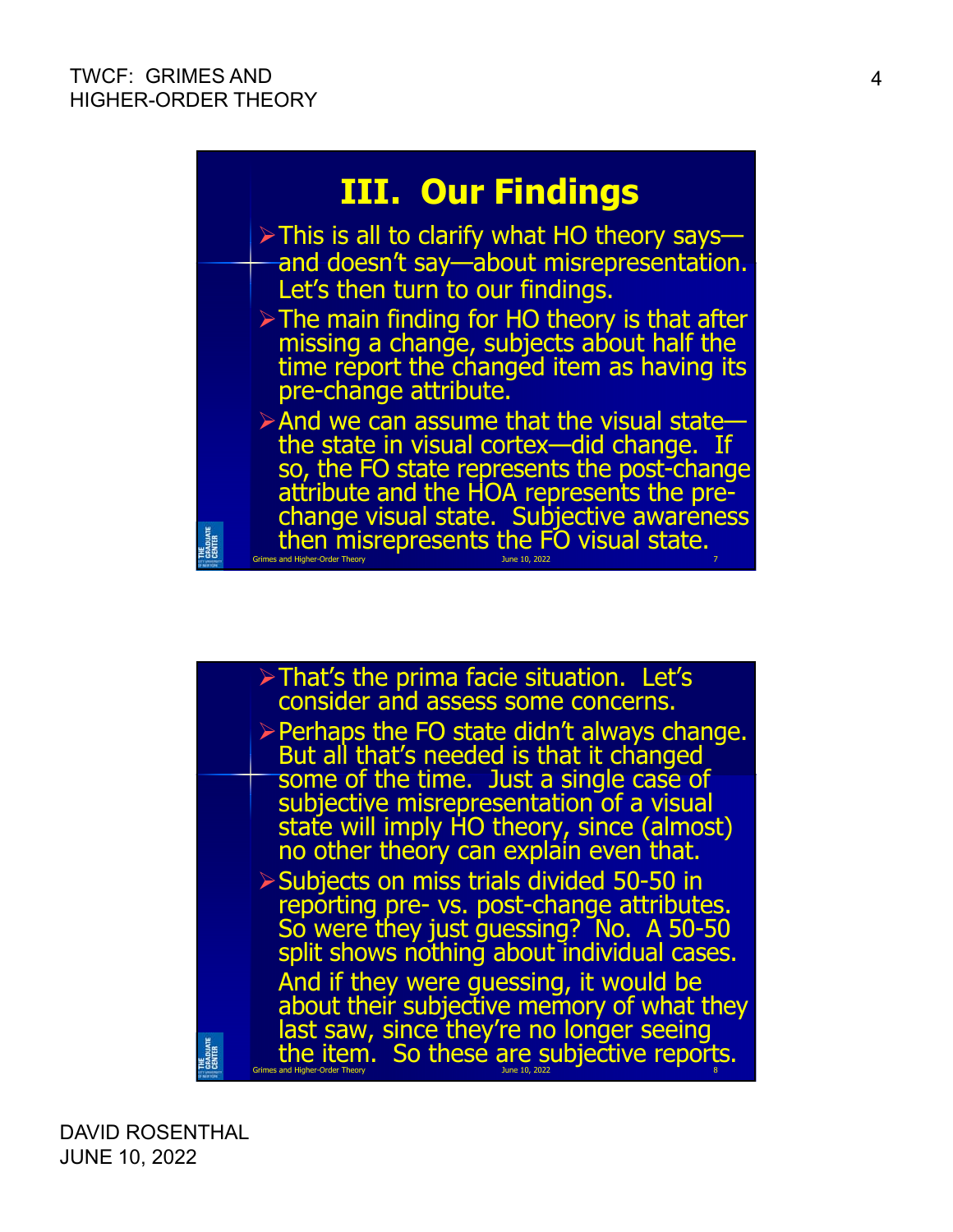## III. Our Findings

- This is all to clarify what HO theory says—and doesn't say—about misrepresentation. Let's then turn to our findings.
- The main finding for HO theory is that after missing a change, subjects about half the time report the changed item as having its pre-change attribute.
- And we can assume that the visual state—the state in visual cortex—did change. If so, the FO state represents the post-change attribute and the HOA represents the pre-change visual state. Subjective awareness then misrepresents the FO visual state.

---

- That's the prima facie situation. Let's consider and assess some concerns.
- Perhaps the FO state didn't always change. But all that's needed is that it changed some of the time. Just a single case of subjective misrepresentation of a visual state will imply HO theory, since (almost) no other theory can explain even that.
- Subjects on miss trials divided 50-50 in reporting pre- vs. post-change attributes. So were they just guessing? No. A 50-50 split shows nothing about individual cases.

  And if they were guessing, it would be about their subjective memory of what they last saw, since they're no longer seeing the item. So these are subjective reports.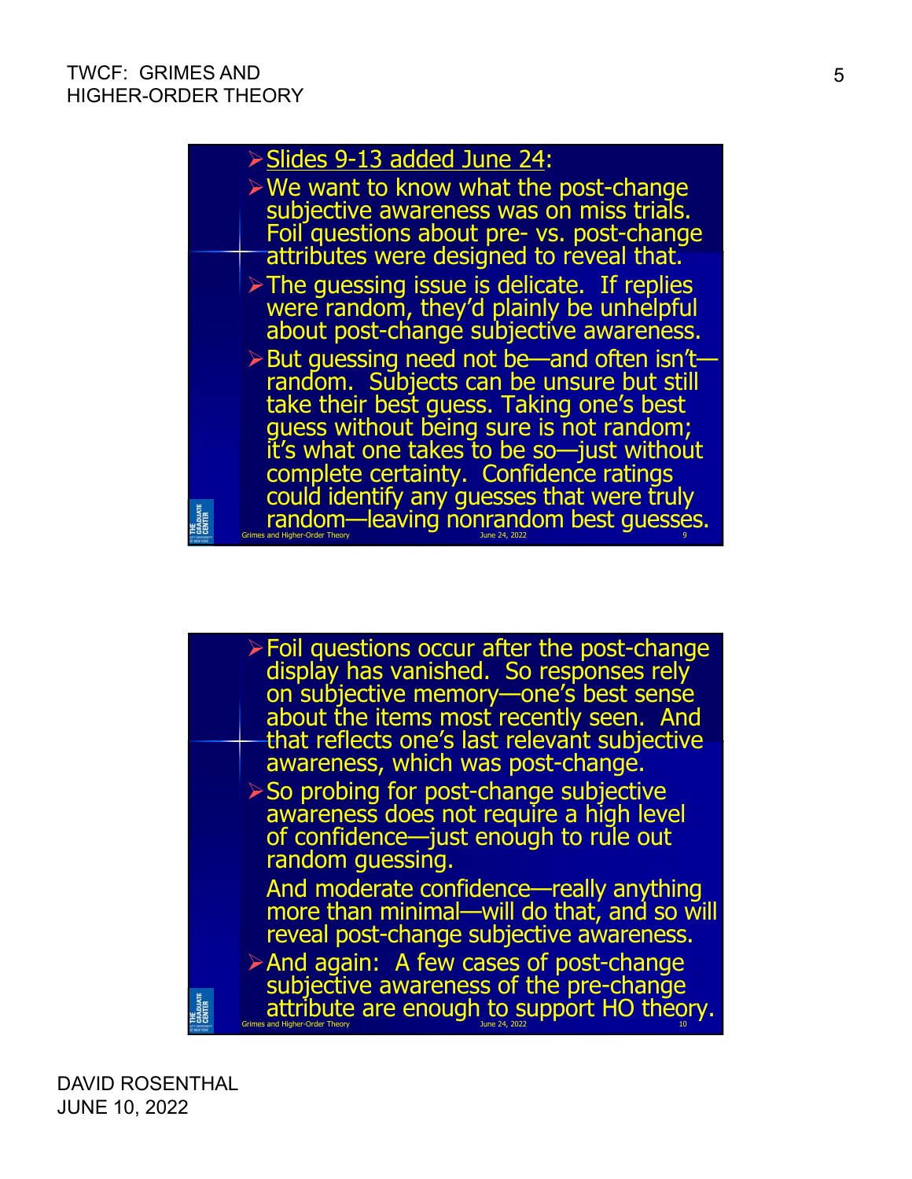- Slides 9-13 added June 24:
- We want to know what the post-change subjective awareness was on miss trials. Foil questions about pre- vs. post-change attributes were designed to reveal that.
- The guessing issue is delicate. If replies were random, they'd plainly be unhelpful about post-change subjective awareness.
- But guessing need not be—and often isn't—random. Subjects can be unsure but still take their best guess. Taking one's best guess without being sure is not random; it's what one takes to be so—just without complete certainty. Confidence ratings could identify any guesses that were truly random—leaving nonrandom best guesses.

---

- Foil questions occur after the post-change display has vanished. So responses rely on subjective memory—one's best sense about the items most recently seen. And that reflects one's last relevant subjective awareness, which was post-change.
- So probing for post-change subjective awareness does not require a high level of confidence—just enough to rule out random guessing.

  And moderate confidence—really anything more than minimal—will do that, and so will reveal post-change subjective awareness.
- And again: A few cases of post-change subjective awareness of the pre-change attribute are enough to support HO theory.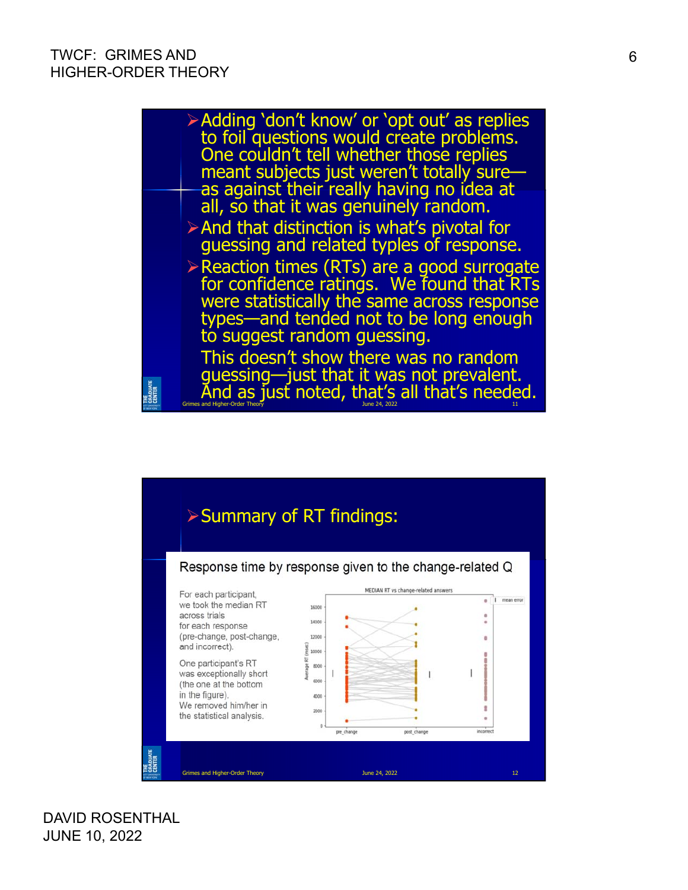- Adding ‘don’t know’ or ‘opt out’ as replies to foil questions would create problems. One couldn’t tell whether those replies meant subjects just weren’t totally sure—as against their really having no idea at all, so that it was genuinely random.
- And that distinction is what’s pivotal for guessing and related types of response.
- Reaction times (RTs) are a good surrogate for confidence ratings. We found that RTs were statistically the same across response types—and tended not to be long enough to suggest random guessing.

  This doesn’t show there was no random guessing—just that it was not prevalent. And as just noted, that’s all that’s needed.

Grimes and Higher-Order Theory — June 24, 2022 — 11

- Summary of RT findings:

**Response time by response given to the change-related Q**

For each participant, we took the median RT across trials for each response (pre-change, post-change, and incorrect).

One participant’s RT was exceptionally short (the one at the bottom in the figure). We removed him/her in the statistical analysis.

MEDIAN RT vs change-related answers

Grimes and Higher-Order Theory — June 24, 2022 — 12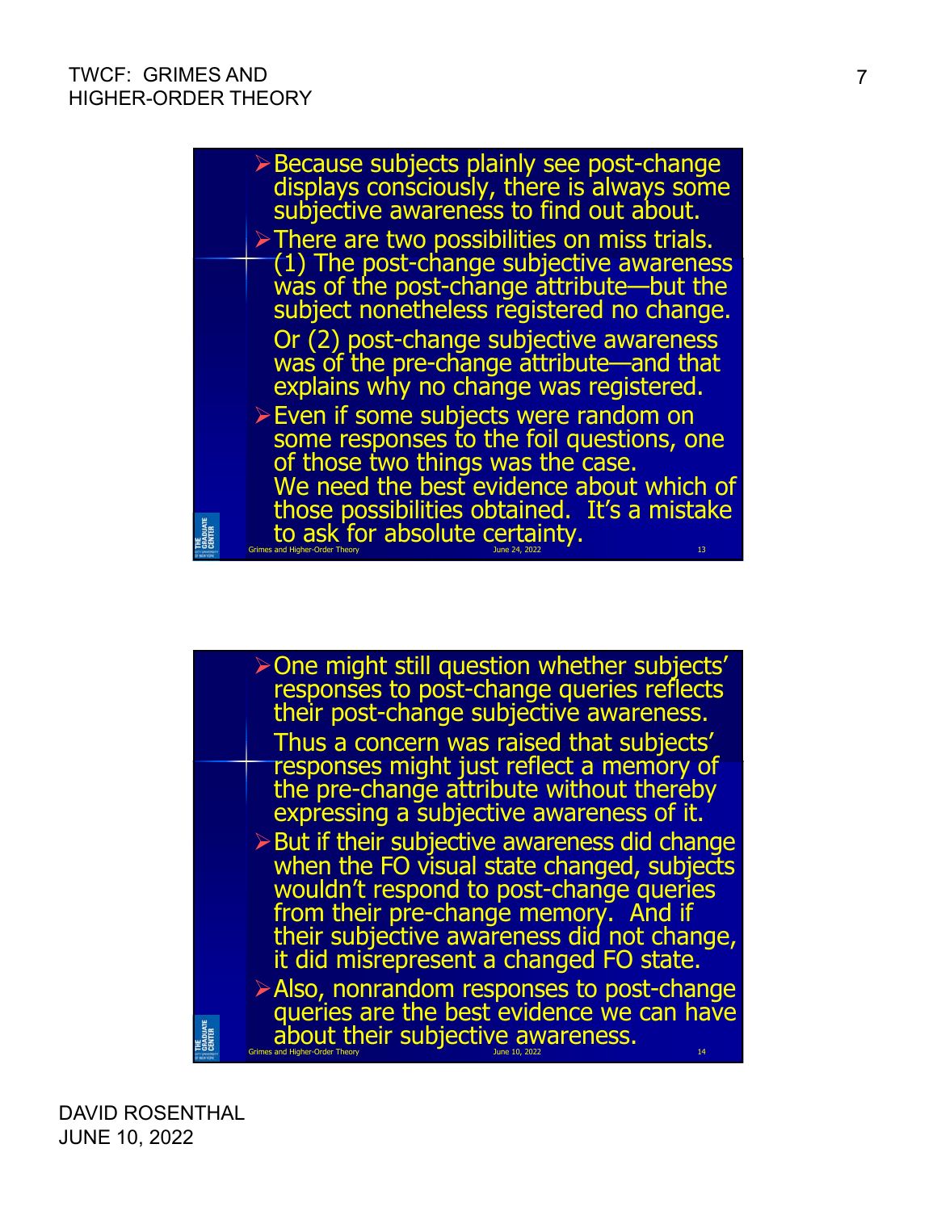- Because subjects plainly see post-change displays consciously, there is always some subjective awareness to find out about.
- There are two possibilities on miss trials. (1) The post-change subjective awareness was of the post-change attribute—but the subject nonetheless registered no change.
  Or (2) post-change subjective awareness was of the pre-change attribute—and that explains why no change was registered.
- Even if some subjects were random on some responses to the foil questions, one of those two things was the case.
  We need the best evidence about which of those possibilities obtained. It's a mistake to ask for absolute certainty.

- One might still question whether subjects' responses to post-change queries reflects their post-change subjective awareness.
  Thus a concern was raised that subjects' responses might just reflect a memory of the pre-change attribute without thereby expressing a subjective awareness of it.
- But if their subjective awareness did change when the FO visual state changed, subjects wouldn't respond to post-change queries from their pre-change memory. And if their subjective awareness did not change, it did misrepresent a changed FO state.
- Also, nonrandom responses to post-change queries are the best evidence we can have about their subjective awareness.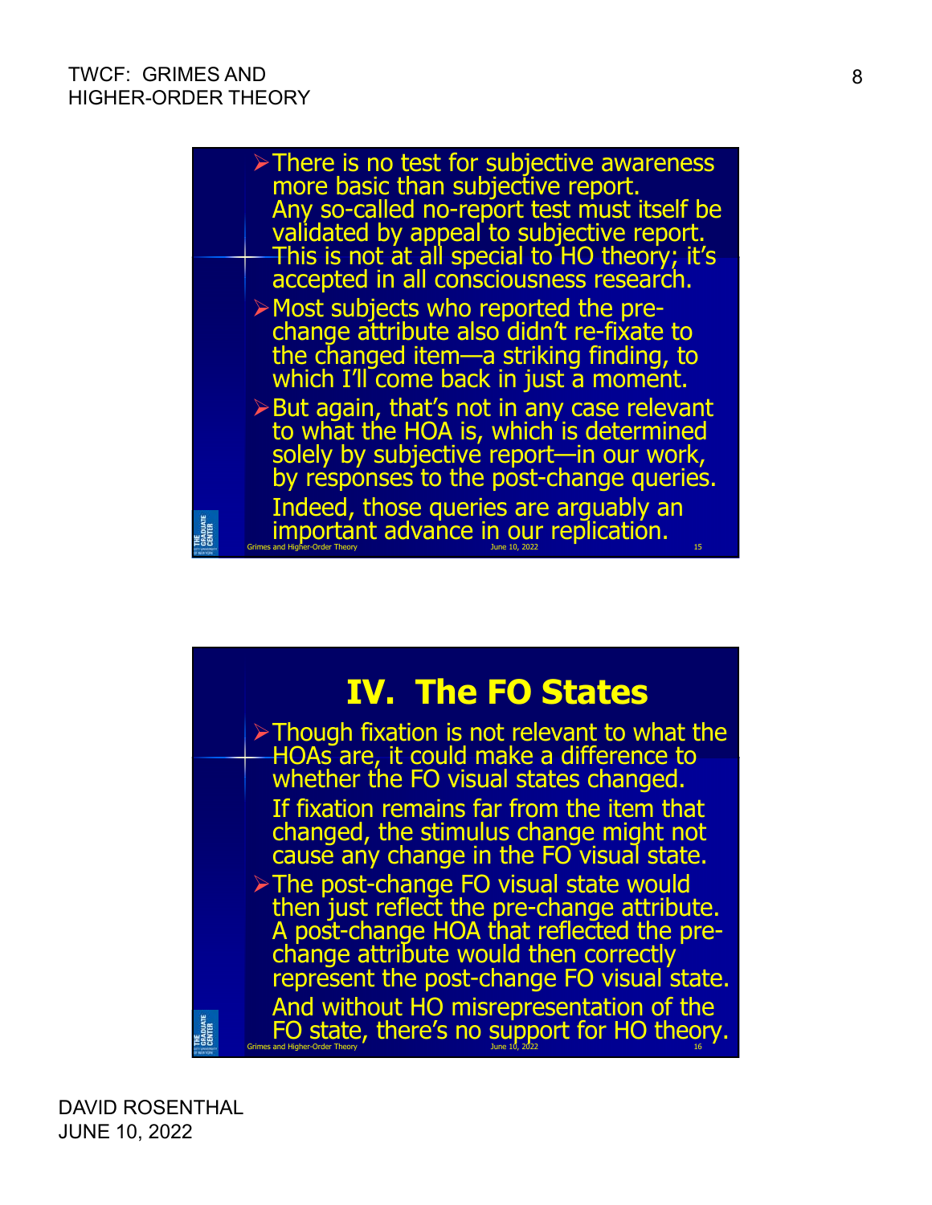- There is no test for subjective awareness more basic than subjective report. Any so-called no-report test must itself be validated by appeal to subjective report. This is not at all special to HO theory; it's accepted in all consciousness research.
- Most subjects who reported the pre-change attribute also didn't re-fixate to the changed item—a striking finding, to which I'll come back in just a moment.
- But again, that's not in any case relevant to what the HOA is, which is determined solely by subjective report—in our work, by responses to the post-change queries.

  Indeed, those queries are arguably an important advance in our replication.

## IV. The FO States

- Though fixation is not relevant to what the HOAs are, it could make a difference to whether the FO visual states changed.

  If fixation remains far from the item that changed, the stimulus change might not cause any change in the FO visual state.
- The post-change FO visual state would then just reflect the pre-change attribute. A post-change HOA that reflected the pre-change attribute would then correctly represent the post-change FO visual state.

  And without HO misrepresentation of the FO state, there's no support for HO theory.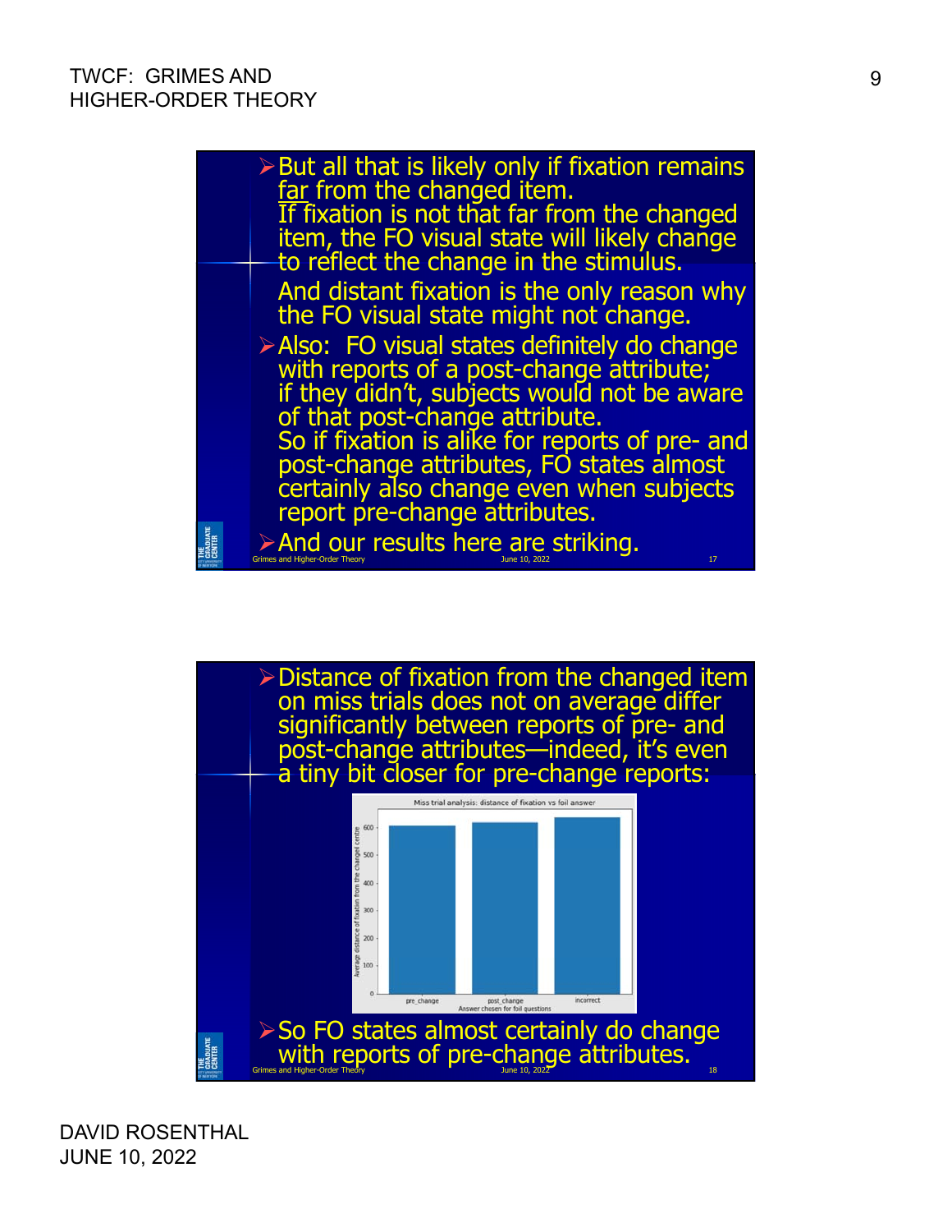- But all that is likely only if fixation remains far from the changed item.
  If fixation is not that far from the changed item, the FO visual state will likely change to reflect the change in the stimulus.
  And distant fixation is the only reason why the FO visual state might not change.
- Also: FO visual states definitely do change with reports of a post-change attribute; if they didn't, subjects would not be aware of that post-change attribute.
  So if fixation is alike for reports of pre- and post-change attributes, FO states almost certainly also change even when subjects report pre-change attributes.
- And our results here are striking.

---

- Distance of fixation from the changed item on miss trials does not on average differ significantly between reports of pre- and post-change attributes—indeed, it's even a tiny bit closer for pre-change reports:

Miss trial analysis: distance of fixation vs foil answer

| Answer chosen for foil questions | Average distance of fixation from the changed centre (approx.) |
| --- | --- |
| pre_change | ~605 |
| post_change | ~615 |
| incorrect | ~635 |

- So FO states almost certainly do change with reports of pre-change attributes.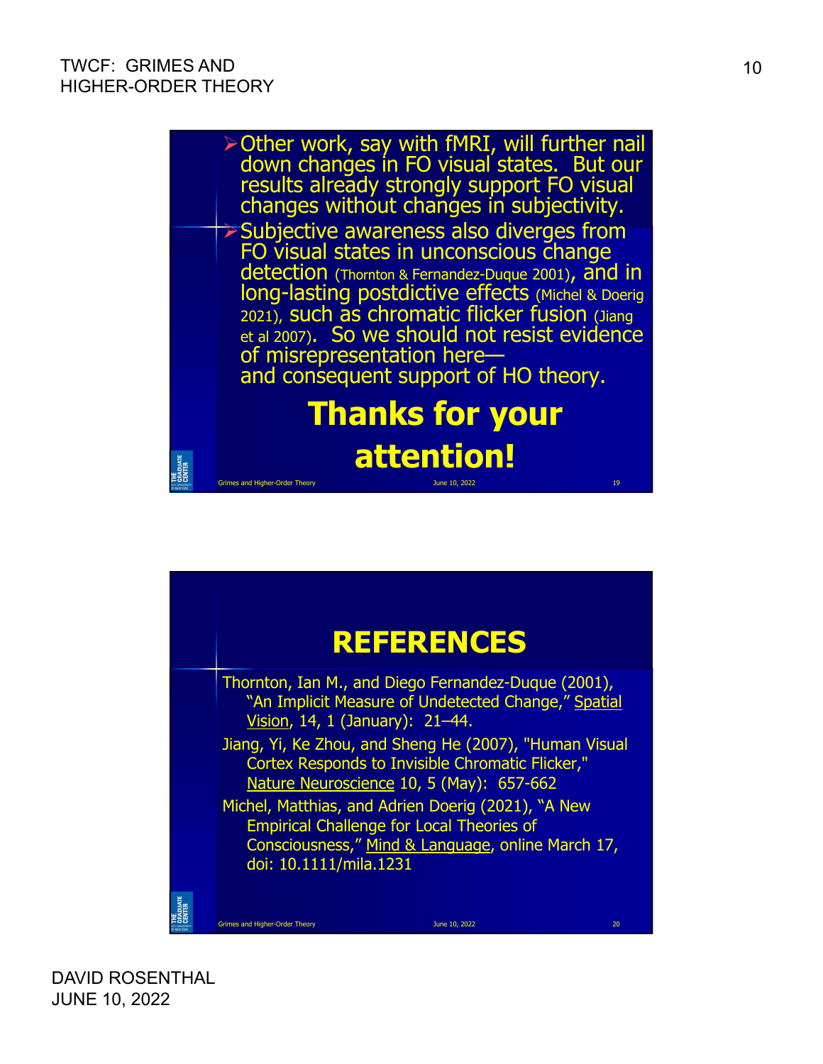- Other work, say with fMRI, will further nail down changes in FO visual states. But our results already strongly support FO visual changes without changes in subjectivity.
- Subjective awareness also diverges from FO visual states in unconscious change detection (Thornton & Fernandez-Duque 2001), and in long-lasting postdictive effects (Michel & Doerig 2021), such as chromatic flicker fusion (Jiang et al 2007). So we should not resist evidence of misrepresentation here— and consequent support of HO theory.

**Thanks for your attention!**

# REFERENCES

Thornton, Ian M., and Diego Fernandez-Duque (2001), "An Implicit Measure of Undetected Change," Spatial Vision, 14, 1 (January): 21–44.

Jiang, Yi, Ke Zhou, and Sheng He (2007), "Human Visual Cortex Responds to Invisible Chromatic Flicker," Nature Neuroscience 10, 5 (May): 657-662

Michel, Matthias, and Adrien Doerig (2021), "A New Empirical Challenge for Local Theories of Consciousness," Mind & Language, online March 17, doi: 10.1111/mila.1231